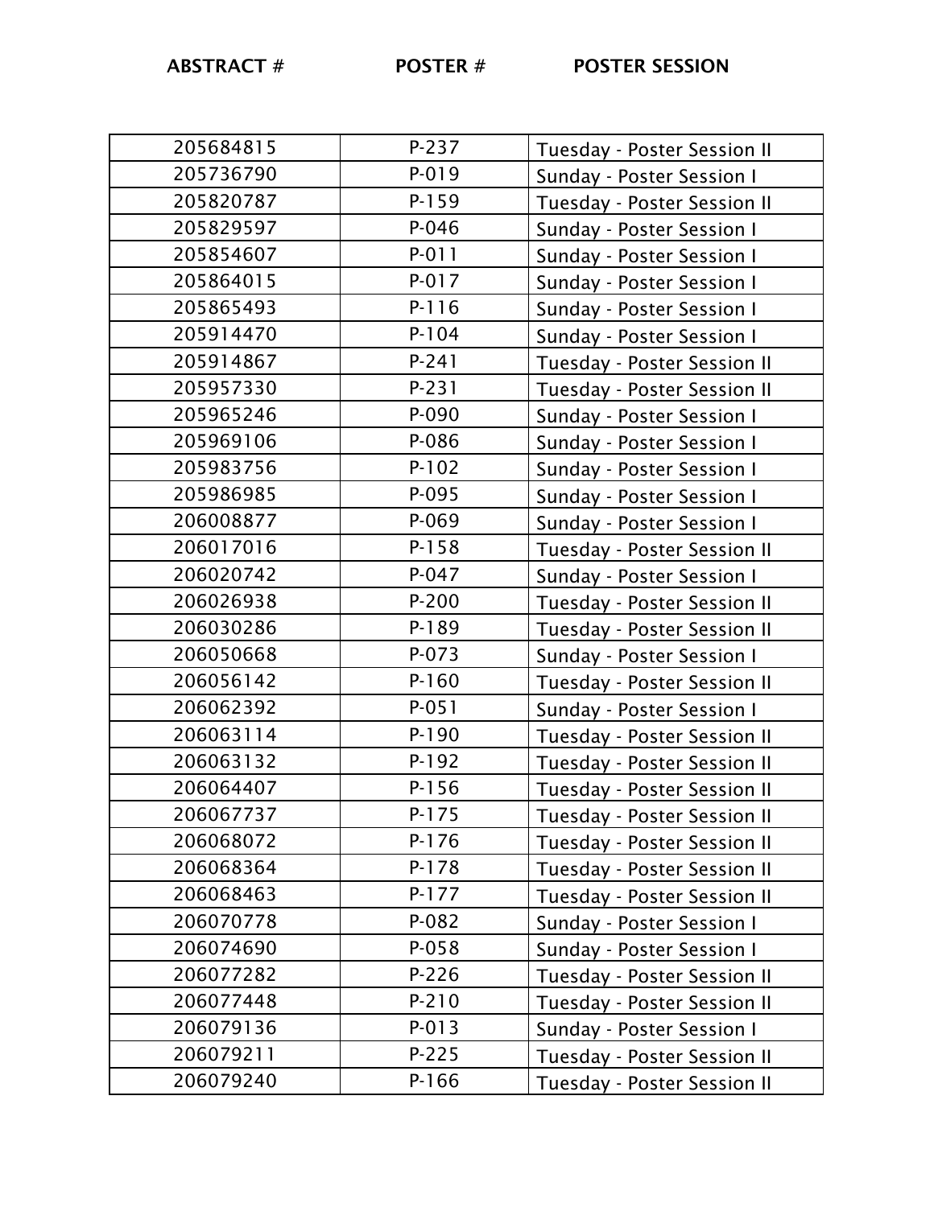| ABSTRACT # | POSTER # | POSTER SESSION |
|---|---|---|
| 205684815 | P-237 | Tuesday - Poster Session II |
| 205736790 | P-019 | Sunday - Poster Session I |
| 205820787 | P-159 | Tuesday - Poster Session II |
| 205829597 | P-046 | Sunday - Poster Session I |
| 205854607 | P-011 | Sunday - Poster Session I |
| 205864015 | P-017 | Sunday - Poster Session I |
| 205865493 | P-116 | Sunday - Poster Session I |
| 205914470 | P-104 | Sunday - Poster Session I |
| 205914867 | P-241 | Tuesday - Poster Session II |
| 205957330 | P-231 | Tuesday - Poster Session II |
| 205965246 | P-090 | Sunday - Poster Session I |
| 205969106 | P-086 | Sunday - Poster Session I |
| 205983756 | P-102 | Sunday - Poster Session I |
| 205986985 | P-095 | Sunday - Poster Session I |
| 206008877 | P-069 | Sunday - Poster Session I |
| 206017016 | P-158 | Tuesday - Poster Session II |
| 206020742 | P-047 | Sunday - Poster Session I |
| 206026938 | P-200 | Tuesday - Poster Session II |
| 206030286 | P-189 | Tuesday - Poster Session II |
| 206050668 | P-073 | Sunday - Poster Session I |
| 206056142 | P-160 | Tuesday - Poster Session II |
| 206062392 | P-051 | Sunday - Poster Session I |
| 206063114 | P-190 | Tuesday - Poster Session II |
| 206063132 | P-192 | Tuesday - Poster Session II |
| 206064407 | P-156 | Tuesday - Poster Session II |
| 206067737 | P-175 | Tuesday - Poster Session II |
| 206068072 | P-176 | Tuesday - Poster Session II |
| 206068364 | P-178 | Tuesday - Poster Session II |
| 206068463 | P-177 | Tuesday - Poster Session II |
| 206070778 | P-082 | Sunday - Poster Session I |
| 206074690 | P-058 | Sunday - Poster Session I |
| 206077282 | P-226 | Tuesday - Poster Session II |
| 206077448 | P-210 | Tuesday - Poster Session II |
| 206079136 | P-013 | Sunday - Poster Session I |
| 206079211 | P-225 | Tuesday - Poster Session II |
| 206079240 | P-166 | Tuesday - Poster Session II |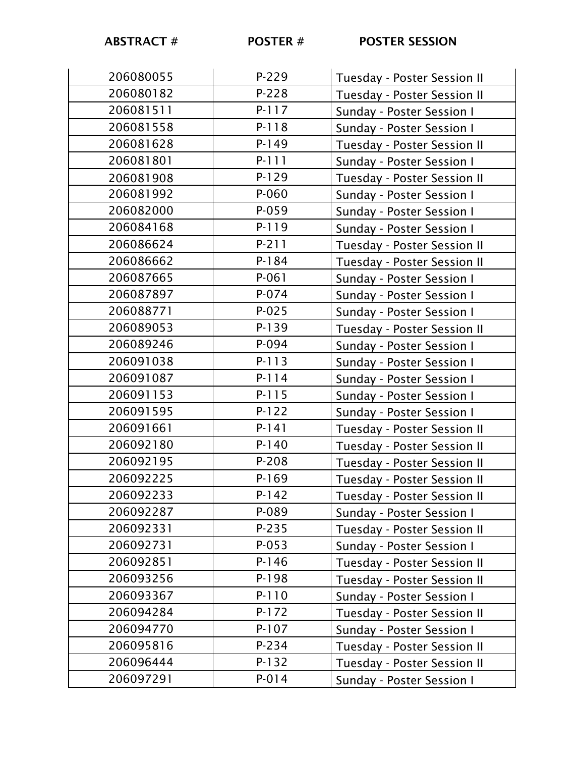| ABSTRACT # | POSTER # | POSTER SESSION |
|---|---|---|
| 206080055 | P-229 | Tuesday - Poster Session II |
| 206080182 | P-228 | Tuesday - Poster Session II |
| 206081511 | P-117 | Sunday - Poster Session I |
| 206081558 | P-118 | Sunday - Poster Session I |
| 206081628 | P-149 | Tuesday - Poster Session II |
| 206081801 | P-111 | Sunday - Poster Session I |
| 206081908 | P-129 | Tuesday - Poster Session II |
| 206081992 | P-060 | Sunday - Poster Session I |
| 206082000 | P-059 | Sunday - Poster Session I |
| 206084168 | P-119 | Sunday - Poster Session I |
| 206086624 | P-211 | Tuesday - Poster Session II |
| 206086662 | P-184 | Tuesday - Poster Session II |
| 206087665 | P-061 | Sunday - Poster Session I |
| 206087897 | P-074 | Sunday - Poster Session I |
| 206088771 | P-025 | Sunday - Poster Session I |
| 206089053 | P-139 | Tuesday - Poster Session II |
| 206089246 | P-094 | Sunday - Poster Session I |
| 206091038 | P-113 | Sunday - Poster Session I |
| 206091087 | P-114 | Sunday - Poster Session I |
| 206091153 | P-115 | Sunday - Poster Session I |
| 206091595 | P-122 | Sunday - Poster Session I |
| 206091661 | P-141 | Tuesday - Poster Session II |
| 206092180 | P-140 | Tuesday - Poster Session II |
| 206092195 | P-208 | Tuesday - Poster Session II |
| 206092225 | P-169 | Tuesday - Poster Session II |
| 206092233 | P-142 | Tuesday - Poster Session II |
| 206092287 | P-089 | Sunday - Poster Session I |
| 206092331 | P-235 | Tuesday - Poster Session II |
| 206092731 | P-053 | Sunday - Poster Session I |
| 206092851 | P-146 | Tuesday - Poster Session II |
| 206093256 | P-198 | Tuesday - Poster Session II |
| 206093367 | P-110 | Sunday - Poster Session I |
| 206094284 | P-172 | Tuesday - Poster Session II |
| 206094770 | P-107 | Sunday - Poster Session I |
| 206095816 | P-234 | Tuesday - Poster Session II |
| 206096444 | P-132 | Tuesday - Poster Session II |
| 206097291 | P-014 | Sunday - Poster Session I |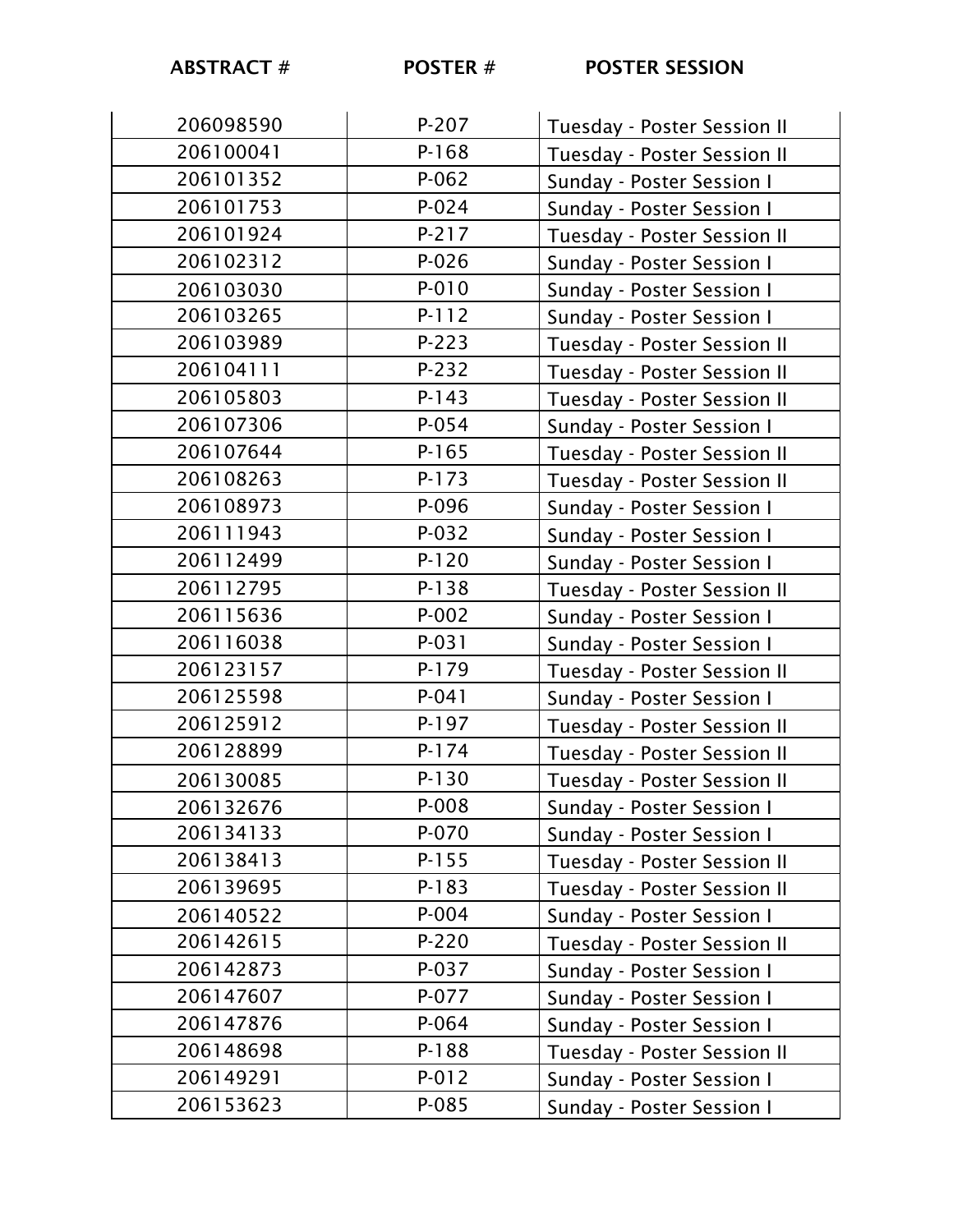| ABSTRACT # | POSTER # | POSTER SESSION |
|---|---|---|
| 206098590 | P-207 | Tuesday - Poster Session II |
| 206100041 | P-168 | Tuesday - Poster Session II |
| 206101352 | P-062 | Sunday - Poster Session I |
| 206101753 | P-024 | Sunday - Poster Session I |
| 206101924 | P-217 | Tuesday - Poster Session II |
| 206102312 | P-026 | Sunday - Poster Session I |
| 206103030 | P-010 | Sunday - Poster Session I |
| 206103265 | P-112 | Sunday - Poster Session I |
| 206103989 | P-223 | Tuesday - Poster Session II |
| 206104111 | P-232 | Tuesday - Poster Session II |
| 206105803 | P-143 | Tuesday - Poster Session II |
| 206107306 | P-054 | Sunday - Poster Session I |
| 206107644 | P-165 | Tuesday - Poster Session II |
| 206108263 | P-173 | Tuesday - Poster Session II |
| 206108973 | P-096 | Sunday - Poster Session I |
| 206111943 | P-032 | Sunday - Poster Session I |
| 206112499 | P-120 | Sunday - Poster Session I |
| 206112795 | P-138 | Tuesday - Poster Session II |
| 206115636 | P-002 | Sunday - Poster Session I |
| 206116038 | P-031 | Sunday - Poster Session I |
| 206123157 | P-179 | Tuesday - Poster Session II |
| 206125598 | P-041 | Sunday - Poster Session I |
| 206125912 | P-197 | Tuesday - Poster Session II |
| 206128899 | P-174 | Tuesday - Poster Session II |
| 206130085 | P-130 | Tuesday - Poster Session II |
| 206132676 | P-008 | Sunday - Poster Session I |
| 206134133 | P-070 | Sunday - Poster Session I |
| 206138413 | P-155 | Tuesday - Poster Session II |
| 206139695 | P-183 | Tuesday - Poster Session II |
| 206140522 | P-004 | Sunday - Poster Session I |
| 206142615 | P-220 | Tuesday - Poster Session II |
| 206142873 | P-037 | Sunday - Poster Session I |
| 206147607 | P-077 | Sunday - Poster Session I |
| 206147876 | P-064 | Sunday - Poster Session I |
| 206148698 | P-188 | Tuesday - Poster Session II |
| 206149291 | P-012 | Sunday - Poster Session I |
| 206153623 | P-085 | Sunday - Poster Session I |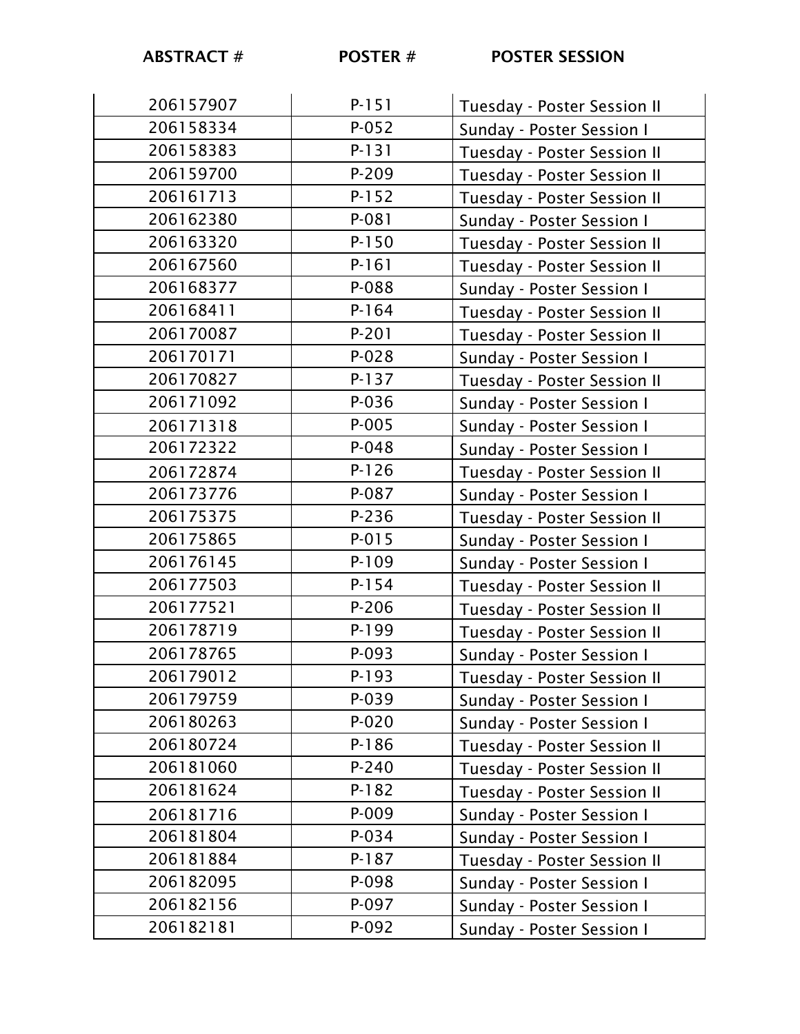| ABSTRACT # | POSTER # | POSTER SESSION |
|---|---|---|
| 206157907 | P-151 | Tuesday - Poster Session II |
| 206158334 | P-052 | Sunday - Poster Session I |
| 206158383 | P-131 | Tuesday - Poster Session II |
| 206159700 | P-209 | Tuesday - Poster Session II |
| 206161713 | P-152 | Tuesday - Poster Session II |
| 206162380 | P-081 | Sunday - Poster Session I |
| 206163320 | P-150 | Tuesday - Poster Session II |
| 206167560 | P-161 | Tuesday - Poster Session II |
| 206168377 | P-088 | Sunday - Poster Session I |
| 206168411 | P-164 | Tuesday - Poster Session II |
| 206170087 | P-201 | Tuesday - Poster Session II |
| 206170171 | P-028 | Sunday - Poster Session I |
| 206170827 | P-137 | Tuesday - Poster Session II |
| 206171092 | P-036 | Sunday - Poster Session I |
| 206171318 | P-005 | Sunday - Poster Session I |
| 206172322 | P-048 | Sunday - Poster Session I |
| 206172874 | P-126 | Tuesday - Poster Session II |
| 206173776 | P-087 | Sunday - Poster Session I |
| 206175375 | P-236 | Tuesday - Poster Session II |
| 206175865 | P-015 | Sunday - Poster Session I |
| 206176145 | P-109 | Sunday - Poster Session I |
| 206177503 | P-154 | Tuesday - Poster Session II |
| 206177521 | P-206 | Tuesday - Poster Session II |
| 206178719 | P-199 | Tuesday - Poster Session II |
| 206178765 | P-093 | Sunday - Poster Session I |
| 206179012 | P-193 | Tuesday - Poster Session II |
| 206179759 | P-039 | Sunday - Poster Session I |
| 206180263 | P-020 | Sunday - Poster Session I |
| 206180724 | P-186 | Tuesday - Poster Session II |
| 206181060 | P-240 | Tuesday - Poster Session II |
| 206181624 | P-182 | Tuesday - Poster Session II |
| 206181716 | P-009 | Sunday - Poster Session I |
| 206181804 | P-034 | Sunday - Poster Session I |
| 206181884 | P-187 | Tuesday - Poster Session II |
| 206182095 | P-098 | Sunday - Poster Session I |
| 206182156 | P-097 | Sunday - Poster Session I |
| 206182181 | P-092 | Sunday - Poster Session I |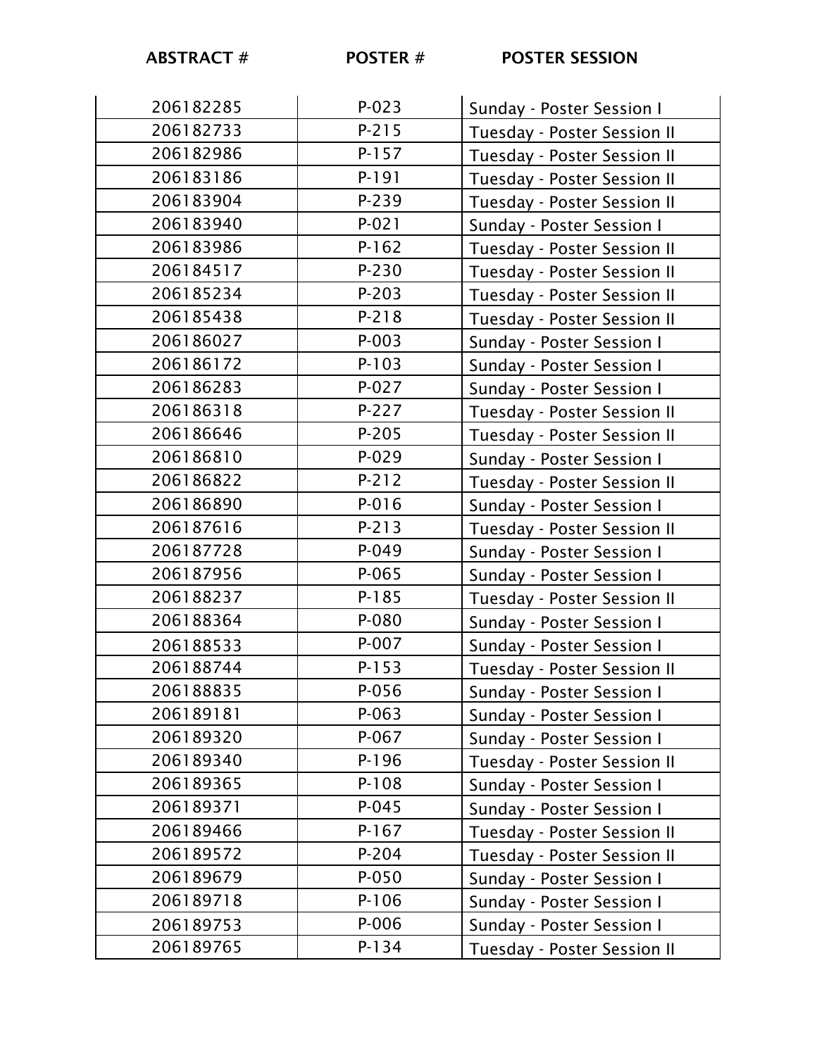| ABSTRACT # | POSTER # | POSTER SESSION |
|---|---|---|
| 206182285 | P-023 | Sunday - Poster Session I |
| 206182733 | P-215 | Tuesday - Poster Session II |
| 206182986 | P-157 | Tuesday - Poster Session II |
| 206183186 | P-191 | Tuesday - Poster Session II |
| 206183904 | P-239 | Tuesday - Poster Session II |
| 206183940 | P-021 | Sunday - Poster Session I |
| 206183986 | P-162 | Tuesday - Poster Session II |
| 206184517 | P-230 | Tuesday - Poster Session II |
| 206185234 | P-203 | Tuesday - Poster Session II |
| 206185438 | P-218 | Tuesday - Poster Session II |
| 206186027 | P-003 | Sunday - Poster Session I |
| 206186172 | P-103 | Sunday - Poster Session I |
| 206186283 | P-027 | Sunday - Poster Session I |
| 206186318 | P-227 | Tuesday - Poster Session II |
| 206186646 | P-205 | Tuesday - Poster Session II |
| 206186810 | P-029 | Sunday - Poster Session I |
| 206186822 | P-212 | Tuesday - Poster Session II |
| 206186890 | P-016 | Sunday - Poster Session I |
| 206187616 | P-213 | Tuesday - Poster Session II |
| 206187728 | P-049 | Sunday - Poster Session I |
| 206187956 | P-065 | Sunday - Poster Session I |
| 206188237 | P-185 | Tuesday - Poster Session II |
| 206188364 | P-080 | Sunday - Poster Session I |
| 206188533 | P-007 | Sunday - Poster Session I |
| 206188744 | P-153 | Tuesday - Poster Session II |
| 206188835 | P-056 | Sunday - Poster Session I |
| 206189181 | P-063 | Sunday - Poster Session I |
| 206189320 | P-067 | Sunday - Poster Session I |
| 206189340 | P-196 | Tuesday - Poster Session II |
| 206189365 | P-108 | Sunday - Poster Session I |
| 206189371 | P-045 | Sunday - Poster Session I |
| 206189466 | P-167 | Tuesday - Poster Session II |
| 206189572 | P-204 | Tuesday - Poster Session II |
| 206189679 | P-050 | Sunday - Poster Session I |
| 206189718 | P-106 | Sunday - Poster Session I |
| 206189753 | P-006 | Sunday - Poster Session I |
| 206189765 | P-134 | Tuesday - Poster Session II |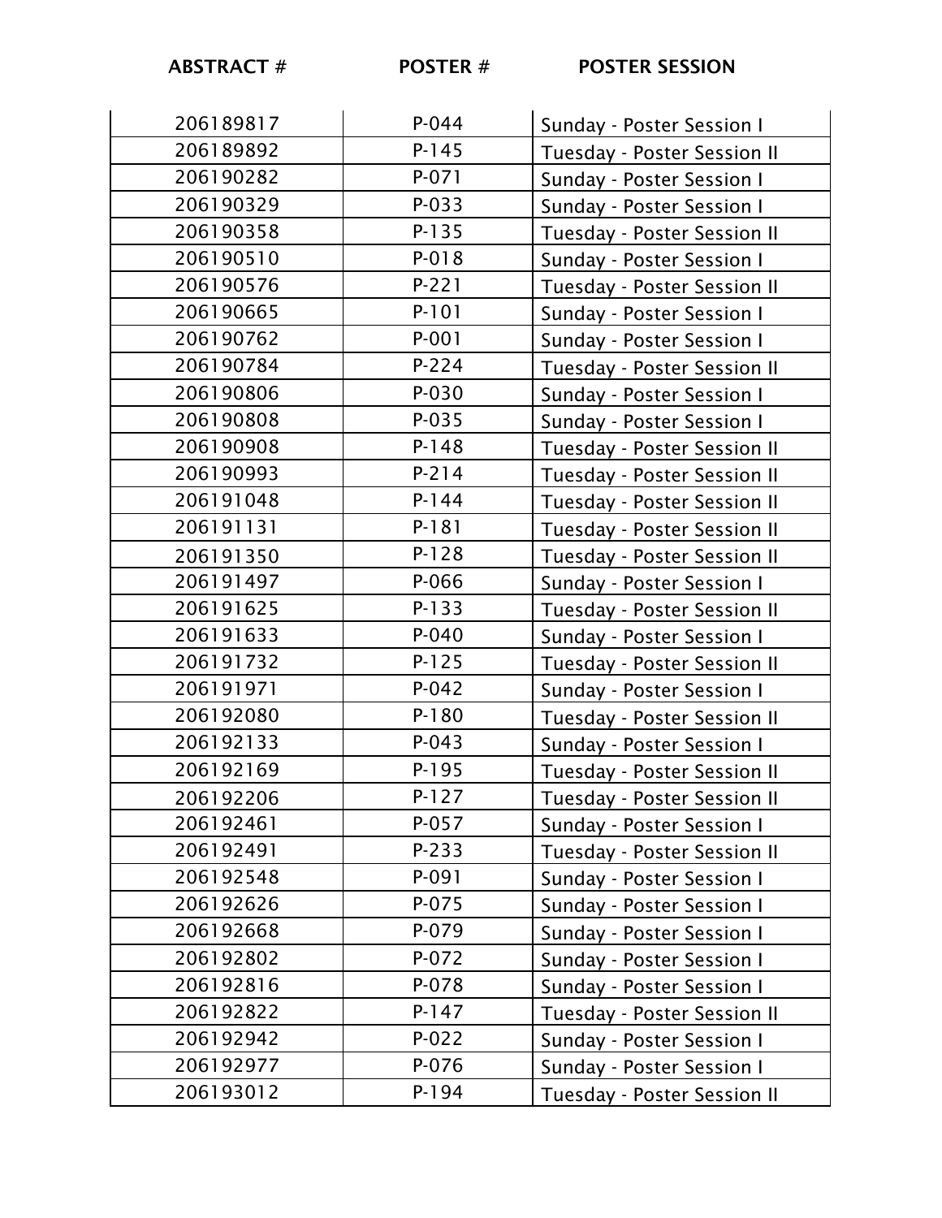| ABSTRACT # | POSTER # | POSTER SESSION |
|---|---|---|
| 206189817 | P-044 | Sunday - Poster Session I |
| 206189892 | P-145 | Tuesday - Poster Session II |
| 206190282 | P-071 | Sunday - Poster Session I |
| 206190329 | P-033 | Sunday - Poster Session I |
| 206190358 | P-135 | Tuesday - Poster Session II |
| 206190510 | P-018 | Sunday - Poster Session I |
| 206190576 | P-221 | Tuesday - Poster Session II |
| 206190665 | P-101 | Sunday - Poster Session I |
| 206190762 | P-001 | Sunday - Poster Session I |
| 206190784 | P-224 | Tuesday - Poster Session II |
| 206190806 | P-030 | Sunday - Poster Session I |
| 206190808 | P-035 | Sunday - Poster Session I |
| 206190908 | P-148 | Tuesday - Poster Session II |
| 206190993 | P-214 | Tuesday - Poster Session II |
| 206191048 | P-144 | Tuesday - Poster Session II |
| 206191131 | P-181 | Tuesday - Poster Session II |
| 206191350 | P-128 | Tuesday - Poster Session II |
| 206191497 | P-066 | Sunday - Poster Session I |
| 206191625 | P-133 | Tuesday - Poster Session II |
| 206191633 | P-040 | Sunday - Poster Session I |
| 206191732 | P-125 | Tuesday - Poster Session II |
| 206191971 | P-042 | Sunday - Poster Session I |
| 206192080 | P-180 | Tuesday - Poster Session II |
| 206192133 | P-043 | Sunday - Poster Session I |
| 206192169 | P-195 | Tuesday - Poster Session II |
| 206192206 | P-127 | Tuesday - Poster Session II |
| 206192461 | P-057 | Sunday - Poster Session I |
| 206192491 | P-233 | Tuesday - Poster Session II |
| 206192548 | P-091 | Sunday - Poster Session I |
| 206192626 | P-075 | Sunday - Poster Session I |
| 206192668 | P-079 | Sunday - Poster Session I |
| 206192802 | P-072 | Sunday - Poster Session I |
| 206192816 | P-078 | Sunday - Poster Session I |
| 206192822 | P-147 | Tuesday - Poster Session II |
| 206192942 | P-022 | Sunday - Poster Session I |
| 206192977 | P-076 | Sunday - Poster Session I |
| 206193012 | P-194 | Tuesday - Poster Session II |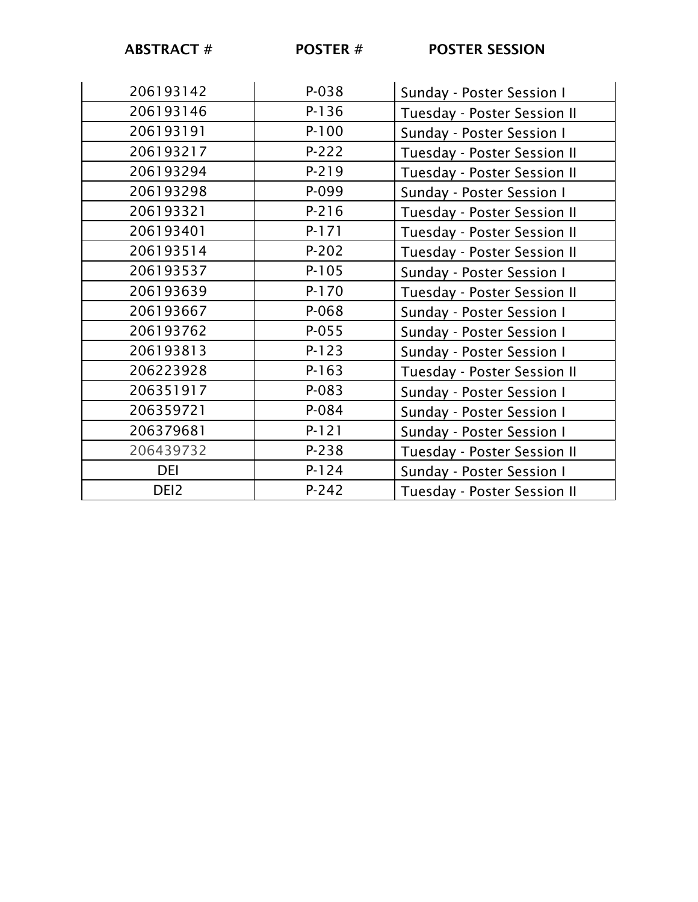| ABSTRACT # | POSTER # | POSTER SESSION |
|---|---|---|
| 206193142 | P-038 | Sunday - Poster Session I |
| 206193146 | P-136 | Tuesday - Poster Session II |
| 206193191 | P-100 | Sunday - Poster Session I |
| 206193217 | P-222 | Tuesday - Poster Session II |
| 206193294 | P-219 | Tuesday - Poster Session II |
| 206193298 | P-099 | Sunday - Poster Session I |
| 206193321 | P-216 | Tuesday - Poster Session II |
| 206193401 | P-171 | Tuesday - Poster Session II |
| 206193514 | P-202 | Tuesday - Poster Session II |
| 206193537 | P-105 | Sunday - Poster Session I |
| 206193639 | P-170 | Tuesday - Poster Session II |
| 206193667 | P-068 | Sunday - Poster Session I |
| 206193762 | P-055 | Sunday - Poster Session I |
| 206193813 | P-123 | Sunday - Poster Session I |
| 206223928 | P-163 | Tuesday - Poster Session II |
| 206351917 | P-083 | Sunday - Poster Session I |
| 206359721 | P-084 | Sunday - Poster Session I |
| 206379681 | P-121 | Sunday - Poster Session I |
| 206439732 | P-238 | Tuesday - Poster Session II |
| DEI | P-124 | Sunday - Poster Session I |
| DEI2 | P-242 | Tuesday - Poster Session II |